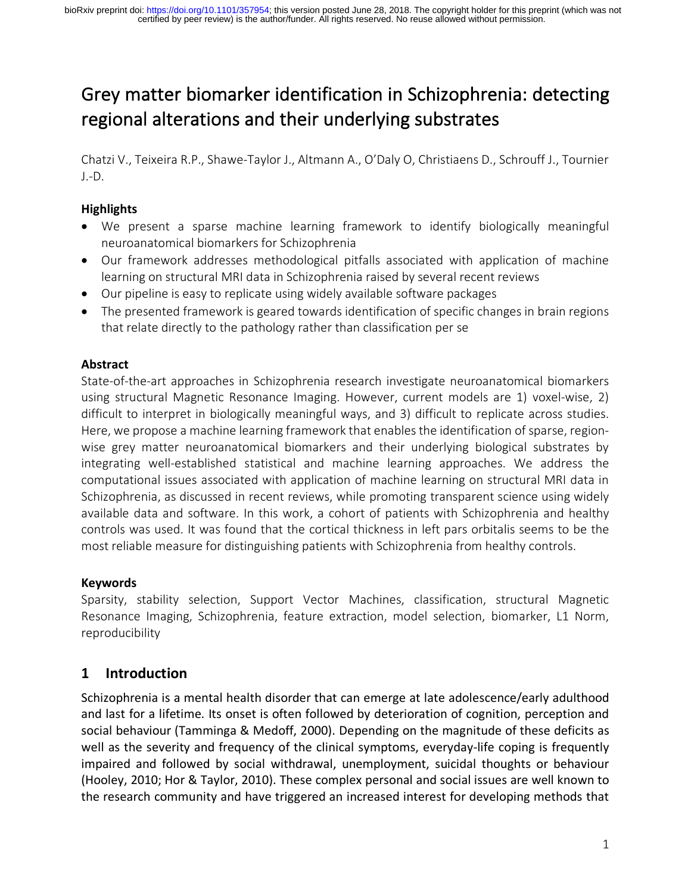# Grey matter biomarker identification in Schizophrenia: detecting regional alterations and their underlying substrates

Chatzi V., Teixeira R.P., Shawe-Taylor J., Altmann A., O'Daly O, Christiaens D., Schrouff J., Tournier J.-D.

### Highlights

- We present a sparse machine learning framework to identify biologically meaningful neuroanatomical biomarkers for Schizophrenia
- Our framework addresses methodological pitfalls associated with application of machine learning on structural MRI data in Schizophrenia raised by several recent reviews
- Our pipeline is easy to replicate using widely available software packages
- The presented framework is geared towards identification of specific changes in brain regions that relate directly to the pathology rather than classification per se

### Abstract

State-of-the-art approaches in Schizophrenia research investigate neuroanatomical biomarkers using structural Magnetic Resonance Imaging. However, current models are 1) voxel-wise, 2) difficult to interpret in biologically meaningful ways, and 3) difficult to replicate across studies. Here, we propose a machine learning framework that enables the identification of sparse, region-wise grey matter neuroanatomical biomarkers and their underlying biological substrates by integrating well-established statistical and machine learning approaches. We address the computational issues associated with application of machine learning on structural MRI data in Schizophrenia, as discussed in recent reviews, while promoting transparent science using widely available data and software. In this work, a cohort of patients with Schizophrenia and healthy controls was used. It was found that the cortical thickness in left pars orbitalis seems to be the most reliable measure for distinguishing patients with Schizophrenia from healthy controls.

### Keywords

Sparsity, stability selection, Support Vector Machines, classification, structural Magnetic Resonance Imaging, Schizophrenia, feature extraction, model selection, biomarker, L1 Norm, reproducibility

## 1 Introduction

Schizophrenia is a mental health disorder that can emerge at late adolescence/early adulthood and last for a lifetime. Its onset is often followed by deterioration of cognition, perception and social behaviour (Tamminga & Medoff, 2000). Depending on the magnitude of these deficits as well as the severity and frequency of the clinical symptoms, everyday-life coping is frequently impaired and followed by social withdrawal, unemployment, suicidal thoughts or behaviour (Hooley, 2010; Hor & Taylor, 2010). These complex personal and social issues are well known to the research community and have triggered an increased interest for developing methods that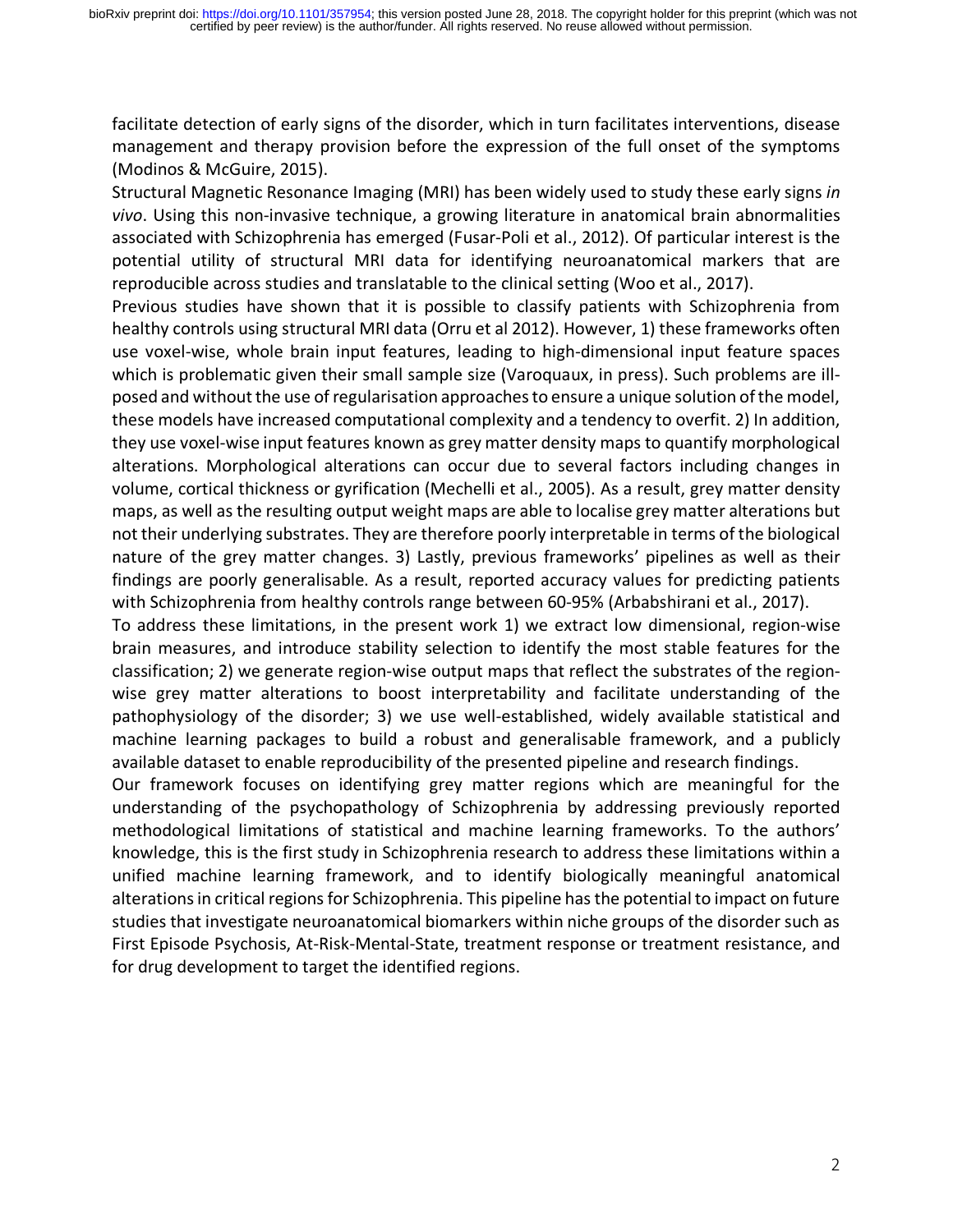facilitate detection of early signs of the disorder, which in turn facilitates interventions, disease management and therapy provision before the expression of the full onset of the symptoms (Modinos & McGuire, 2015).

Structural Magnetic Resonance Imaging (MRI) has been widely used to study these early signs *in vivo*. Using this non-invasive technique, a growing literature in anatomical brain abnormalities associated with Schizophrenia has emerged (Fusar-Poli et al., 2012). Of particular interest is the potential utility of structural MRI data for identifying neuroanatomical markers that are reproducible across studies and translatable to the clinical setting (Woo et al., 2017).

Previous studies have shown that it is possible to classify patients with Schizophrenia from healthy controls using structural MRI data (Orru et al 2012). However, 1) these frameworks often use voxel-wise, whole brain input features, leading to high-dimensional input feature spaces which is problematic given their small sample size (Varoquaux, in press). Such problems are ill-posed and without the use of regularisation approaches to ensure a unique solution of the model, these models have increased computational complexity and a tendency to overfit. 2) In addition, they use voxel-wise input features known as grey matter density maps to quantify morphological alterations. Morphological alterations can occur due to several factors including changes in volume, cortical thickness or gyrification (Mechelli et al., 2005). As a result, grey matter density maps, as well as the resulting output weight maps are able to localise grey matter alterations but not their underlying substrates. They are therefore poorly interpretable in terms of the biological nature of the grey matter changes. 3) Lastly, previous frameworks' pipelines as well as their findings are poorly generalisable. As a result, reported accuracy values for predicting patients with Schizophrenia from healthy controls range between 60-95% (Arbabshirani et al., 2017).

To address these limitations, in the present work 1) we extract low dimensional, region-wise brain measures, and introduce stability selection to identify the most stable features for the classification; 2) we generate region-wise output maps that reflect the substrates of the region-wise grey matter alterations to boost interpretability and facilitate understanding of the pathophysiology of the disorder; 3) we use well-established, widely available statistical and machine learning packages to build a robust and generalisable framework, and a publicly available dataset to enable reproducibility of the presented pipeline and research findings.

Our framework focuses on identifying grey matter regions which are meaningful for the understanding of the psychopathology of Schizophrenia by addressing previously reported methodological limitations of statistical and machine learning frameworks. To the authors' knowledge, this is the first study in Schizophrenia research to address these limitations within a unified machine learning framework, and to identify biologically meaningful anatomical alterations in critical regions for Schizophrenia. This pipeline has the potential to impact on future studies that investigate neuroanatomical biomarkers within niche groups of the disorder such as First Episode Psychosis, At-Risk-Mental-State, treatment response or treatment resistance, and for drug development to target the identified regions.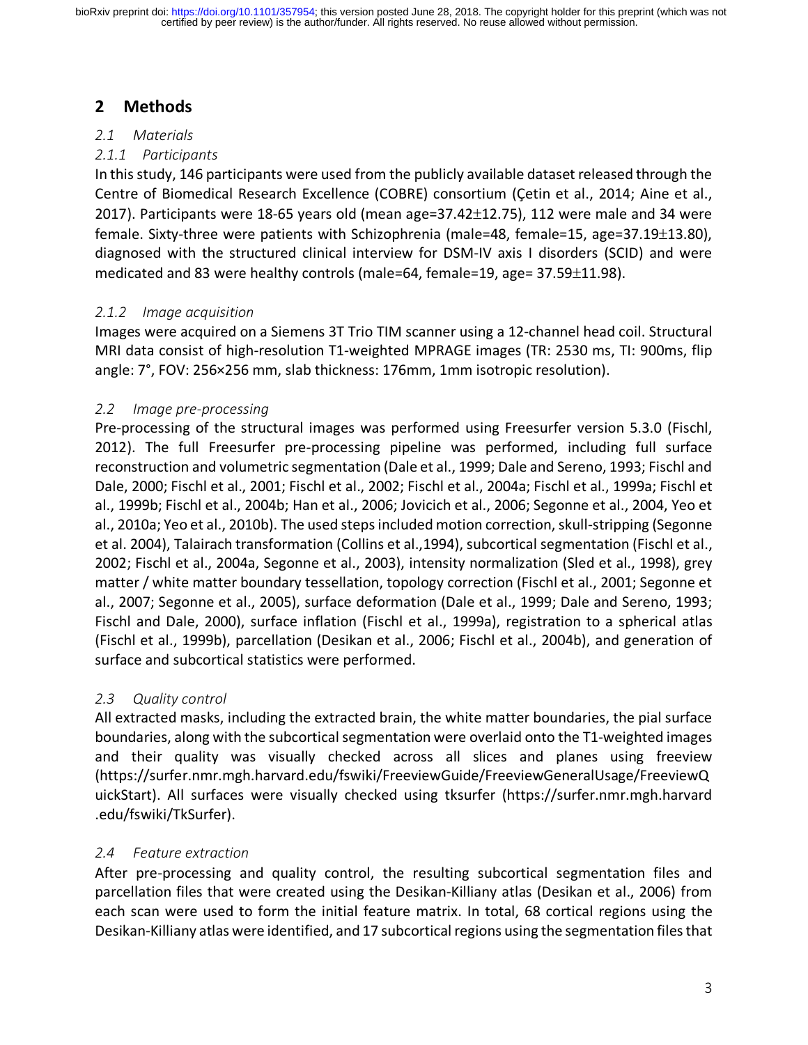# 2 Methods

### *2.1 Materials*

#### *2.1.1 Participants*

In this study, 146 participants were used from the publicly available dataset released through the Centre of Biomedical Research Excellence (COBRE) consortium (Çetin et al., 2014; Aine et al., 2017). Participants were 18-65 years old (mean age=37.42$\pm$12.75), 112 were male and 34 were female. Sixty-three were patients with Schizophrenia (male=48, female=15, age=37.19$\pm$13.80), diagnosed with the structured clinical interview for DSM-IV axis I disorders (SCID) and were medicated and 83 were healthy controls (male=64, female=19, age= 37.59$\pm$11.98).

#### *2.1.2 Image acquisition*

Images were acquired on a Siemens 3T Trio TIM scanner using a 12-channel head coil. Structural MRI data consist of high-resolution T1-weighted MPRAGE images (TR: 2530 ms, TI: 900ms, flip angle: 7°, FOV: 256×256 mm, slab thickness: 176mm, 1mm isotropic resolution).

### *2.2 Image pre-processing*

Pre-processing of the structural images was performed using Freesurfer version 5.3.0 (Fischl, 2012). The full Freesurfer pre-processing pipeline was performed, including full surface reconstruction and volumetric segmentation (Dale et al., 1999; Dale and Sereno, 1993; Fischl and Dale, 2000; Fischl et al., 2001; Fischl et al., 2002; Fischl et al., 2004a; Fischl et al., 1999a; Fischl et al., 1999b; Fischl et al., 2004b; Han et al., 2006; Jovicich et al., 2006; Segonne et al., 2004, Yeo et al., 2010a; Yeo et al., 2010b). The used steps included motion correction, skull-stripping (Segonne et al. 2004), Talairach transformation (Collins et al.,1994), subcortical segmentation (Fischl et al., 2002; Fischl et al., 2004a, Segonne et al., 2003), intensity normalization (Sled et al., 1998), grey matter / white matter boundary tessellation, topology correction (Fischl et al., 2001; Segonne et al., 2007; Segonne et al., 2005), surface deformation (Dale et al., 1999; Dale and Sereno, 1993; Fischl and Dale, 2000), surface inflation (Fischl et al., 1999a), registration to a spherical atlas (Fischl et al., 1999b), parcellation (Desikan et al., 2006; Fischl et al., 2004b), and generation of surface and subcortical statistics were performed.

### *2.3 Quality control*

All extracted masks, including the extracted brain, the white matter boundaries, the pial surface boundaries, along with the subcortical segmentation were overlaid onto the T1-weighted images and their quality was visually checked across all slices and planes using freeview (https://surfer.nmr.mgh.harvard.edu/fswiki/FreeviewGuide/FreeviewGeneralUsage/FreeviewQuickStart). All surfaces were visually checked using tksurfer (https://surfer.nmr.mgh.harvard.edu/fswiki/TkSurfer).

### *2.4 Feature extraction*

After pre-processing and quality control, the resulting subcortical segmentation files and parcellation files that were created using the Desikan-Killiany atlas (Desikan et al., 2006) from each scan were used to form the initial feature matrix. In total, 68 cortical regions using the Desikan-Killiany atlas were identified, and 17 subcortical regions using the segmentation files that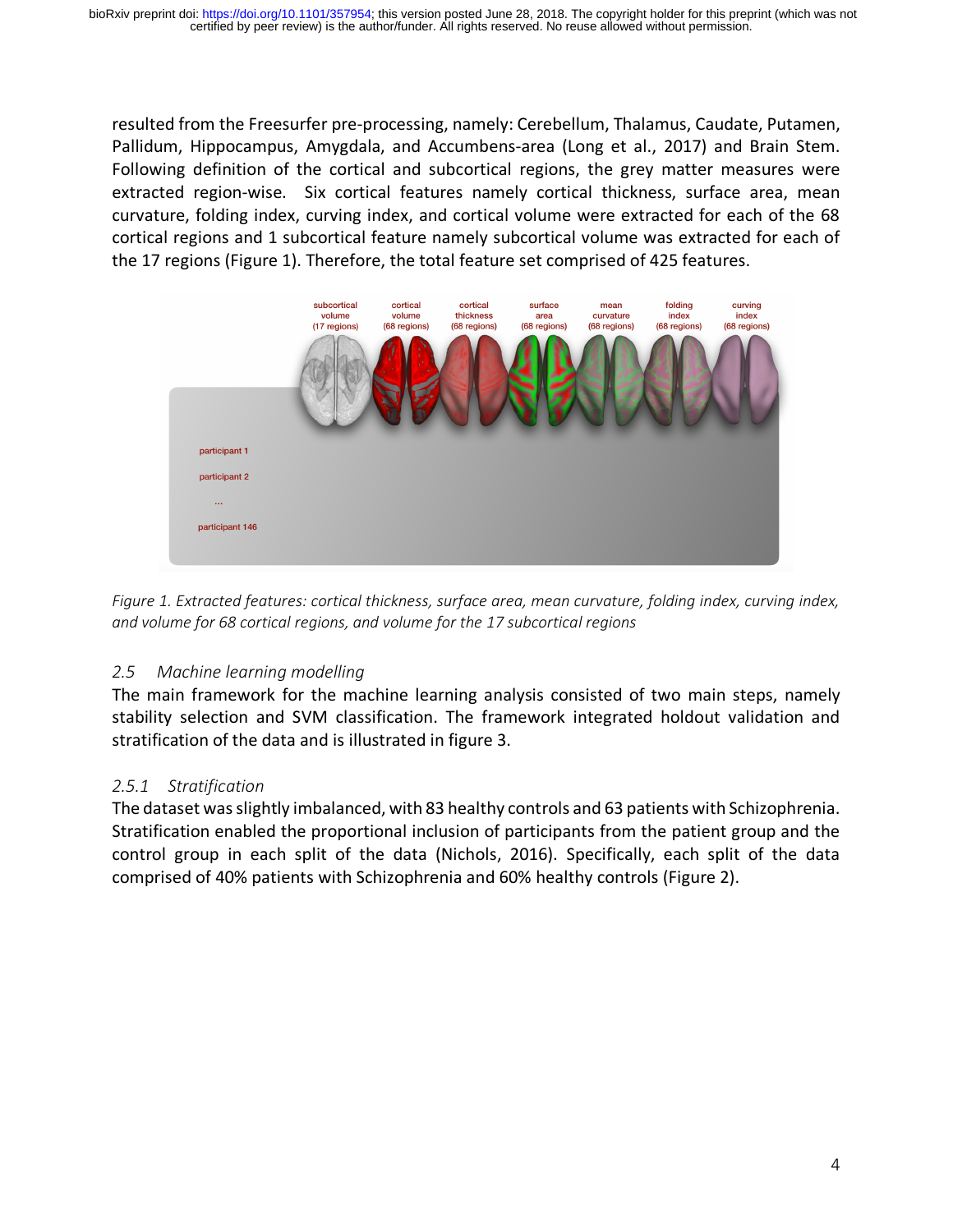resulted from the Freesurfer pre-processing, namely: Cerebellum, Thalamus, Caudate, Putamen, Pallidum, Hippocampus, Amygdala, and Accumbens-area (Long et al., 2017) and Brain Stem. Following definition of the cortical and subcortical regions, the grey matter measures were extracted region-wise. Six cortical features namely cortical thickness, surface area, mean curvature, folding index, curving index, and cortical volume were extracted for each of the 68 cortical regions and 1 subcortical feature namely subcortical volume was extracted for each of the 17 regions (Figure 1). Therefore, the total feature set comprised of 425 features.

subcortical volume (17 regions)
cortical volume (68 regions)
cortical thickness (68 regions)
surface area (68 regions)
mean curvature (68 regions)
folding index (68 regions)
curving index (68 regions)

participant 1
participant 2
...
participant 146

*Figure 1. Extracted features: cortical thickness, surface area, mean curvature, folding index, curving index, and volume for 68 cortical regions, and volume for the 17 subcortical regions*

### *2.5 Machine learning modelling*

The main framework for the machine learning analysis consisted of two main steps, namely stability selection and SVM classification. The framework integrated holdout validation and stratification of the data and is illustrated in figure 3.

#### *2.5.1 Stratification*

The dataset was slightly imbalanced, with 83 healthy controls and 63 patients with Schizophrenia. Stratification enabled the proportional inclusion of participants from the patient group and the control group in each split of the data (Nichols, 2016). Specifically, each split of the data comprised of 40% patients with Schizophrenia and 60% healthy controls (Figure 2).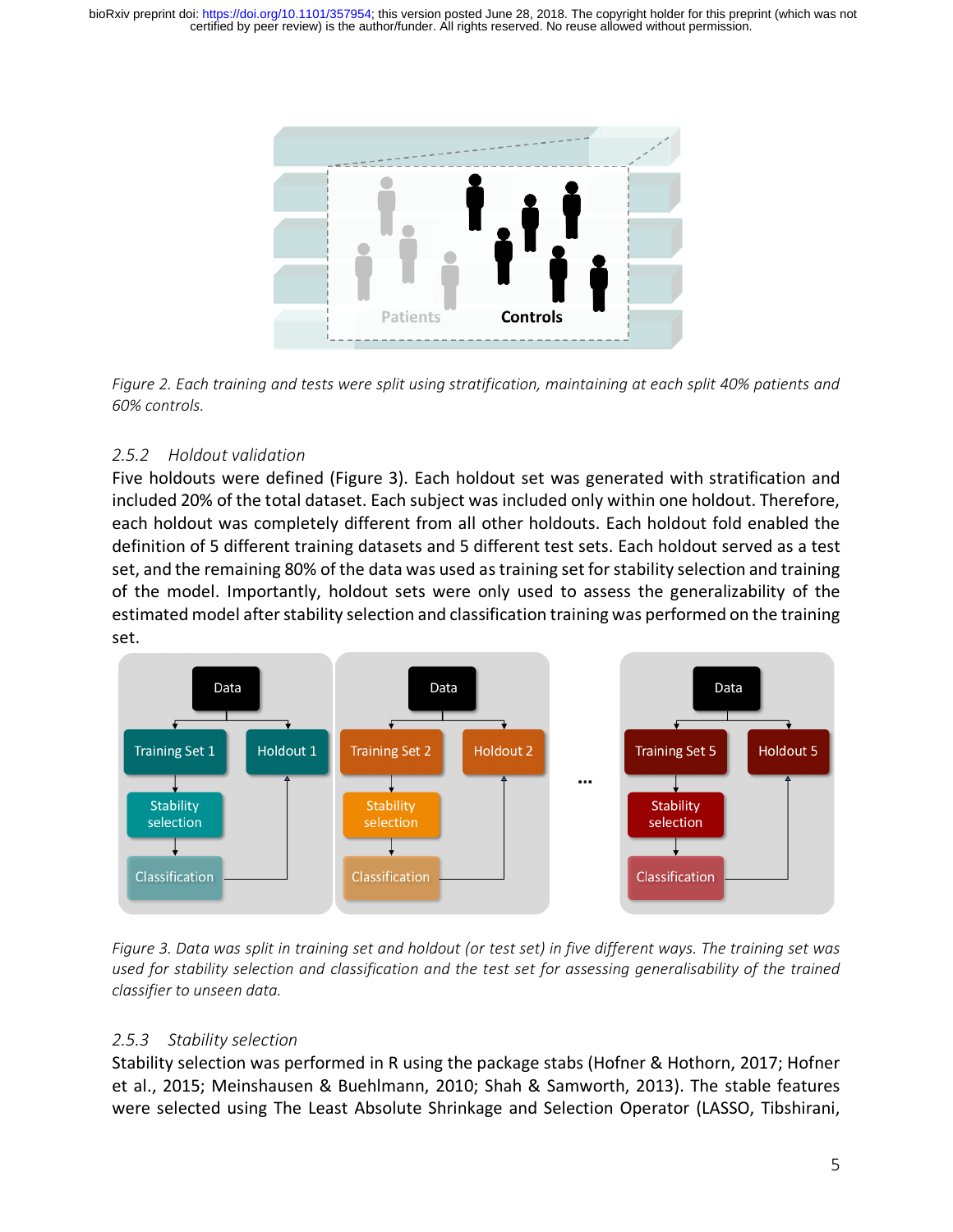Patients

Controls

*Figure 2. Each training and tests were split using stratification, maintaining at each split 40% patients and 60% controls.*

### *2.5.2 Holdout validation*

Five holdouts were defined (Figure 3). Each holdout set was generated with stratification and included 20% of the total dataset. Each subject was included only within one holdout. Therefore, each holdout was completely different from all other holdouts. Each holdout fold enabled the definition of 5 different training datasets and 5 different test sets. Each holdout served as a test set, and the remaining 80% of the data was used as training set for stability selection and training of the model. Importantly, holdout sets were only used to assess the generalizability of the estimated model after stability selection and classification training was performed on the training set.

Data
Training Set 1
Holdout 1
Stability selection
Classification

Data
Training Set 2
Holdout 2
Stability selection
Classification

...

Data
Training Set 5
Holdout 5
Stability selection
Classification

*Figure 3. Data was split in training set and holdout (or test set) in five different ways. The training set was used for stability selection and classification and the test set for assessing generalisability of the trained classifier to unseen data.*

### *2.5.3 Stability selection*

Stability selection was performed in R using the package stabs (Hofner & Hothorn, 2017; Hofner et al., 2015; Meinshausen & Buehlmann, 2010; Shah & Samworth, 2013). The stable features were selected using The Least Absolute Shrinkage and Selection Operator (LASSO, Tibshirani,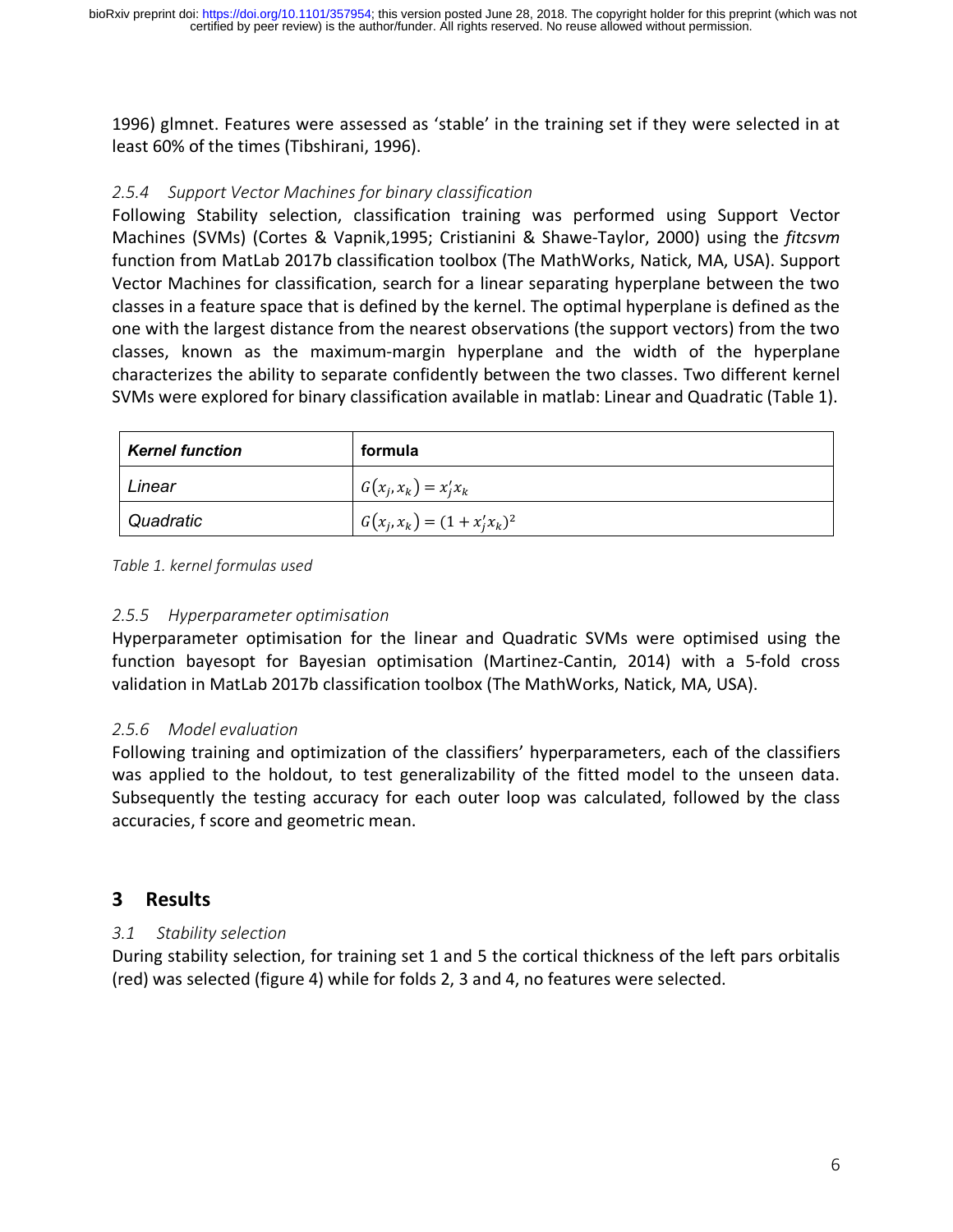1996) glmnet. Features were assessed as 'stable' in the training set if they were selected in at least 60% of the times (Tibshirani, 1996).

### 2.5.4 Support Vector Machines for binary classification

Following Stability selection, classification training was performed using Support Vector Machines (SVMs) (Cortes & Vapnik,1995; Cristianini & Shawe-Taylor, 2000) using the *fitcsvm* function from MatLab 2017b classification toolbox (The MathWorks, Natick, MA, USA). Support Vector Machines for classification, search for a linear separating hyperplane between the two classes in a feature space that is defined by the kernel. The optimal hyperplane is defined as the one with the largest distance from the nearest observations (the support vectors) from the two classes, known as the maximum-margin hyperplane and the width of the hyperplane characterizes the ability to separate confidently between the two classes. Two different kernel SVMs were explored for binary classification available in matlab: Linear and Quadratic (Table 1).

| ***Kernel function*** | **formula** |
|---|---|
| *Linear* | $G(x_j, x_k) = x_j' x_k$ |
| *Quadratic* | $G(x_j, x_k) = (1 + x_j' x_k)^2$ |

*Table 1. kernel formulas used*

### 2.5.5 Hyperparameter optimisation

Hyperparameter optimisation for the linear and Quadratic SVMs were optimised using the function bayesopt for Bayesian optimisation (Martinez-Cantin, 2014) with a 5-fold cross validation in MatLab 2017b classification toolbox (The MathWorks, Natick, MA, USA).

### 2.5.6 Model evaluation

Following training and optimization of the classifiers' hyperparameters, each of the classifiers was applied to the holdout, to test generalizability of the fitted model to the unseen data. Subsequently the testing accuracy for each outer loop was calculated, followed by the class accuracies, f score and geometric mean.

## 3 Results

### 3.1 Stability selection

During stability selection, for training set 1 and 5 the cortical thickness of the left pars orbitalis (red) was selected (figure 4) while for folds 2, 3 and 4, no features were selected.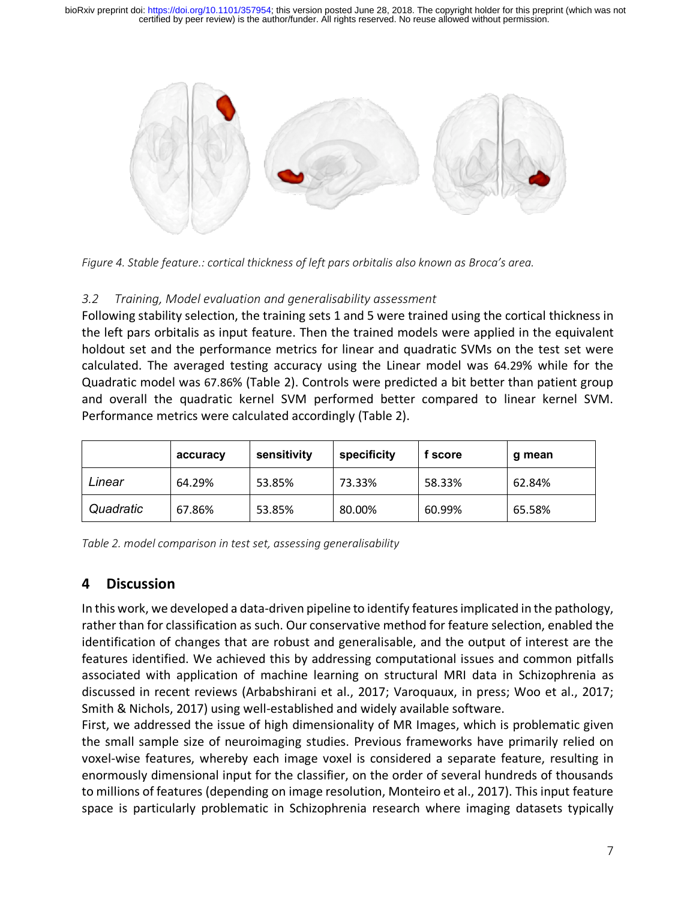*Figure 4. Stable feature.: cortical thickness of left pars orbitalis also known as Broca's area.*

### *3.2 Training, Model evaluation and generalisability assessment*

Following stability selection, the training sets 1 and 5 were trained using the cortical thickness in the left pars orbitalis as input feature. Then the trained models were applied in the equivalent holdout set and the performance metrics for linear and quadratic SVMs on the test set were calculated. The averaged testing accuracy using the Linear model was 64.29% while for the Quadratic model was 67.86% (Table 2). Controls were predicted a bit better than patient group and overall the quadratic kernel SVM performed better compared to linear kernel SVM. Performance metrics were calculated accordingly (Table 2).

| | accuracy | sensitivity | specificity | f score | g mean |
|---|---|---|---|---|---|
| *Linear* | 64.29% | 53.85% | 73.33% | 58.33% | 62.84% |
| *Quadratic* | 67.86% | 53.85% | 80.00% | 60.99% | 65.58% |

*Table 2. model comparison in test set, assessing generalisability*

## 4 Discussion

In this work, we developed a data-driven pipeline to identify features implicated in the pathology, rather than for classification as such. Our conservative method for feature selection, enabled the identification of changes that are robust and generalisable, and the output of interest are the features identified. We achieved this by addressing computational issues and common pitfalls associated with application of machine learning on structural MRI data in Schizophrenia as discussed in recent reviews (Arbabshirani et al., 2017; Varoquaux, in press; Woo et al., 2017; Smith & Nichols, 2017) using well-established and widely available software.

First, we addressed the issue of high dimensionality of MR Images, which is problematic given the small sample size of neuroimaging studies. Previous frameworks have primarily relied on voxel-wise features, whereby each image voxel is considered a separate feature, resulting in enormously dimensional input for the classifier, on the order of several hundreds of thousands to millions of features (depending on image resolution, Monteiro et al., 2017). This input feature space is particularly problematic in Schizophrenia research where imaging datasets typically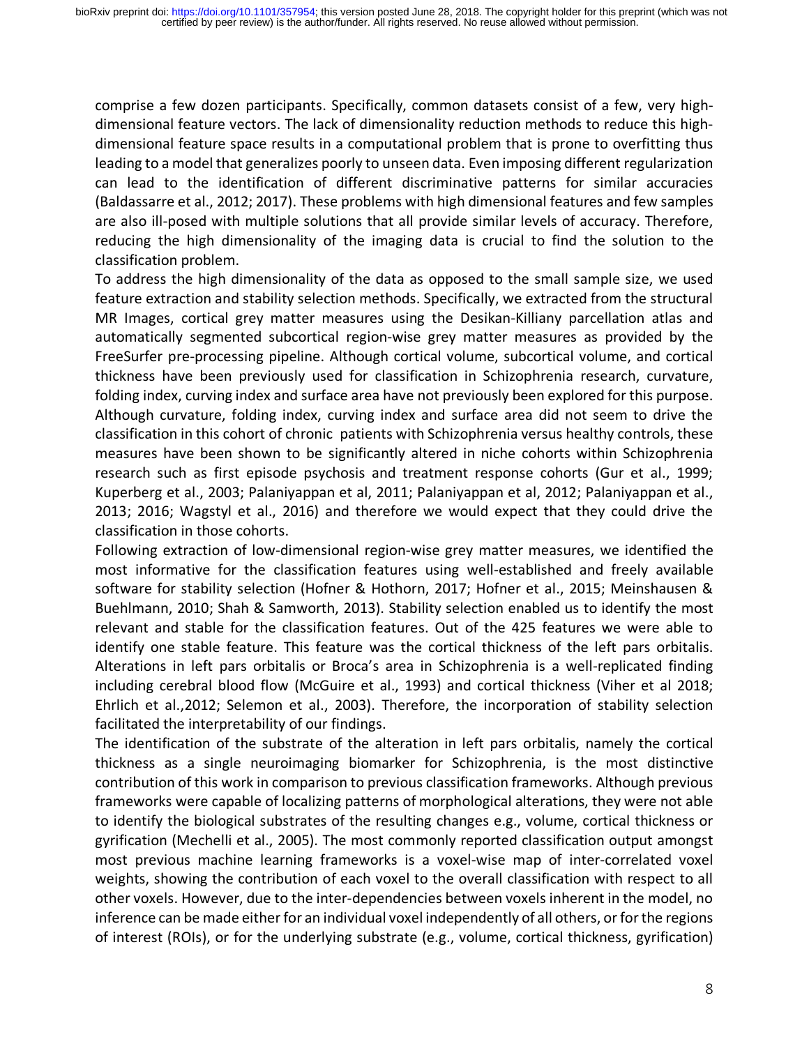comprise a few dozen participants. Specifically, common datasets consist of a few, very high-dimensional feature vectors. The lack of dimensionality reduction methods to reduce this high-dimensional feature space results in a computational problem that is prone to overfitting thus leading to a model that generalizes poorly to unseen data. Even imposing different regularization can lead to the identification of different discriminative patterns for similar accuracies (Baldassarre et al., 2012; 2017). These problems with high dimensional features and few samples are also ill-posed with multiple solutions that all provide similar levels of accuracy. Therefore, reducing the high dimensionality of the imaging data is crucial to find the solution to the classification problem.

To address the high dimensionality of the data as opposed to the small sample size, we used feature extraction and stability selection methods. Specifically, we extracted from the structural MR Images, cortical grey matter measures using the Desikan-Killiany parcellation atlas and automatically segmented subcortical region-wise grey matter measures as provided by the FreeSurfer pre-processing pipeline. Although cortical volume, subcortical volume, and cortical thickness have been previously used for classification in Schizophrenia research, curvature, folding index, curving index and surface area have not previously been explored for this purpose. Although curvature, folding index, curving index and surface area did not seem to drive the classification in this cohort of chronic patients with Schizophrenia versus healthy controls, these measures have been shown to be significantly altered in niche cohorts within Schizophrenia research such as first episode psychosis and treatment response cohorts (Gur et al., 1999; Kuperberg et al., 2003; Palaniyappan et al, 2011; Palaniyappan et al, 2012; Palaniyappan et al., 2013; 2016; Wagstyl et al., 2016) and therefore we would expect that they could drive the classification in those cohorts.

Following extraction of low-dimensional region-wise grey matter measures, we identified the most informative for the classification features using well-established and freely available software for stability selection (Hofner & Hothorn, 2017; Hofner et al., 2015; Meinshausen & Buehlmann, 2010; Shah & Samworth, 2013). Stability selection enabled us to identify the most relevant and stable for the classification features. Out of the 425 features we were able to identify one stable feature. This feature was the cortical thickness of the left pars orbitalis. Alterations in left pars orbitalis or Broca's area in Schizophrenia is a well-replicated finding including cerebral blood flow (McGuire et al., 1993) and cortical thickness (Viher et al 2018; Ehrlich et al.,2012; Selemon et al., 2003). Therefore, the incorporation of stability selection facilitated the interpretability of our findings.

The identification of the substrate of the alteration in left pars orbitalis, namely the cortical thickness as a single neuroimaging biomarker for Schizophrenia, is the most distinctive contribution of this work in comparison to previous classification frameworks. Although previous frameworks were capable of localizing patterns of morphological alterations, they were not able to identify the biological substrates of the resulting changes e.g., volume, cortical thickness or gyrification (Mechelli et al., 2005). The most commonly reported classification output amongst most previous machine learning frameworks is a voxel-wise map of inter-correlated voxel weights, showing the contribution of each voxel to the overall classification with respect to all other voxels. However, due to the inter-dependencies between voxels inherent in the model, no inference can be made either for an individual voxel independently of all others, or for the regions of interest (ROIs), or for the underlying substrate (e.g., volume, cortical thickness, gyrification)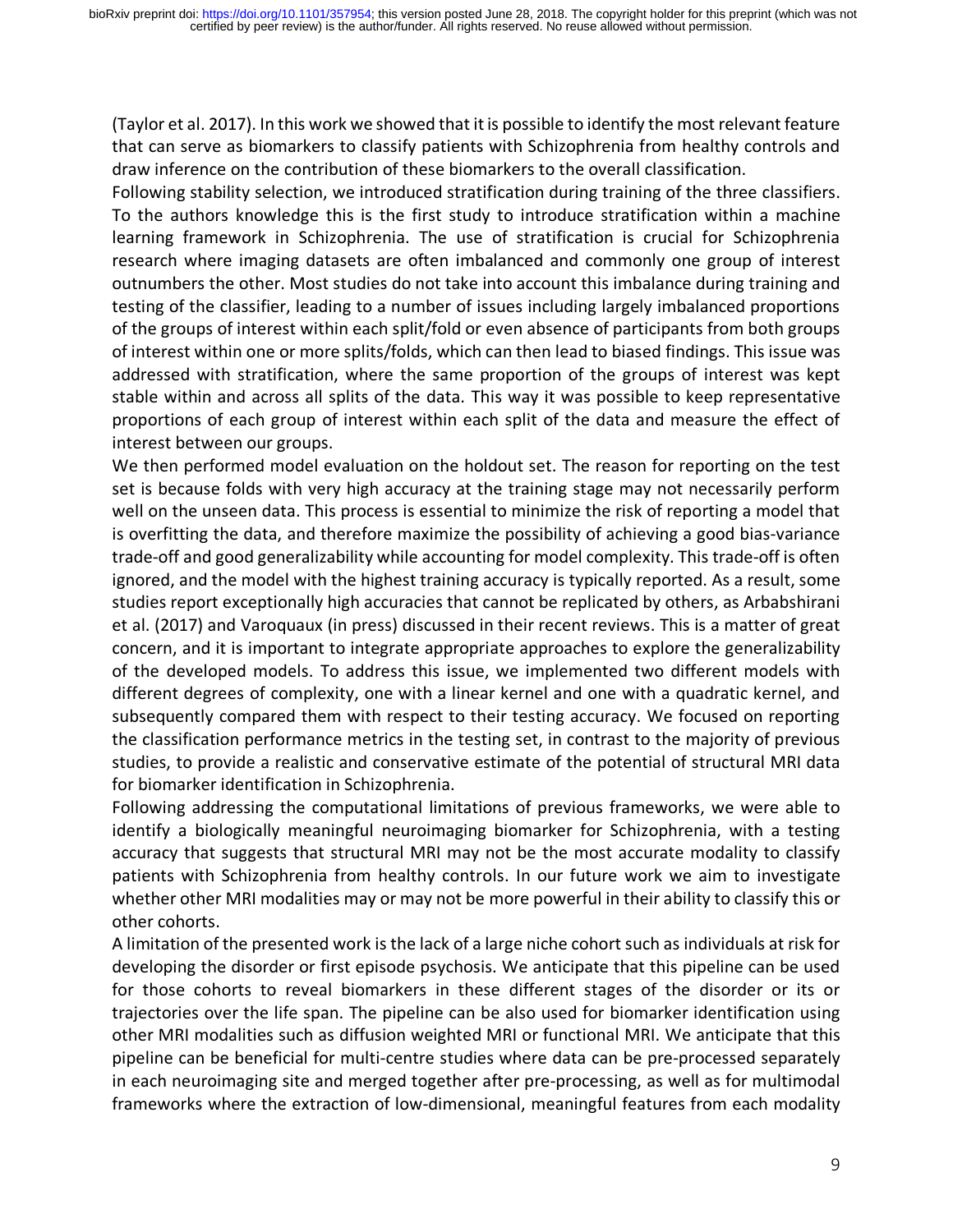(Taylor et al. 2017). In this work we showed that it is possible to identify the most relevant feature that can serve as biomarkers to classify patients with Schizophrenia from healthy controls and draw inference on the contribution of these biomarkers to the overall classification.

Following stability selection, we introduced stratification during training of the three classifiers. To the authors knowledge this is the first study to introduce stratification within a machine learning framework in Schizophrenia. The use of stratification is crucial for Schizophrenia research where imaging datasets are often imbalanced and commonly one group of interest outnumbers the other. Most studies do not take into account this imbalance during training and testing of the classifier, leading to a number of issues including largely imbalanced proportions of the groups of interest within each split/fold or even absence of participants from both groups of interest within one or more splits/folds, which can then lead to biased findings. This issue was addressed with stratification, where the same proportion of the groups of interest was kept stable within and across all splits of the data. This way it was possible to keep representative proportions of each group of interest within each split of the data and measure the effect of interest between our groups.

We then performed model evaluation on the holdout set. The reason for reporting on the test set is because folds with very high accuracy at the training stage may not necessarily perform well on the unseen data. This process is essential to minimize the risk of reporting a model that is overfitting the data, and therefore maximize the possibility of achieving a good bias-variance trade-off and good generalizability while accounting for model complexity. This trade-off is often ignored, and the model with the highest training accuracy is typically reported. As a result, some studies report exceptionally high accuracies that cannot be replicated by others, as Arbabshirani et al. (2017) and Varoquaux (in press) discussed in their recent reviews. This is a matter of great concern, and it is important to integrate appropriate approaches to explore the generalizability of the developed models. To address this issue, we implemented two different models with different degrees of complexity, one with a linear kernel and one with a quadratic kernel, and subsequently compared them with respect to their testing accuracy. We focused on reporting the classification performance metrics in the testing set, in contrast to the majority of previous studies, to provide a realistic and conservative estimate of the potential of structural MRI data for biomarker identification in Schizophrenia.

Following addressing the computational limitations of previous frameworks, we were able to identify a biologically meaningful neuroimaging biomarker for Schizophrenia, with a testing accuracy that suggests that structural MRI may not be the most accurate modality to classify patients with Schizophrenia from healthy controls. In our future work we aim to investigate whether other MRI modalities may or may not be more powerful in their ability to classify this or other cohorts.

A limitation of the presented work is the lack of a large niche cohort such as individuals at risk for developing the disorder or first episode psychosis. We anticipate that this pipeline can be used for those cohorts to reveal biomarkers in these different stages of the disorder or its or trajectories over the life span. The pipeline can be also used for biomarker identification using other MRI modalities such as diffusion weighted MRI or functional MRI. We anticipate that this pipeline can be beneficial for multi-centre studies where data can be pre-processed separately in each neuroimaging site and merged together after pre-processing, as well as for multimodal frameworks where the extraction of low-dimensional, meaningful features from each modality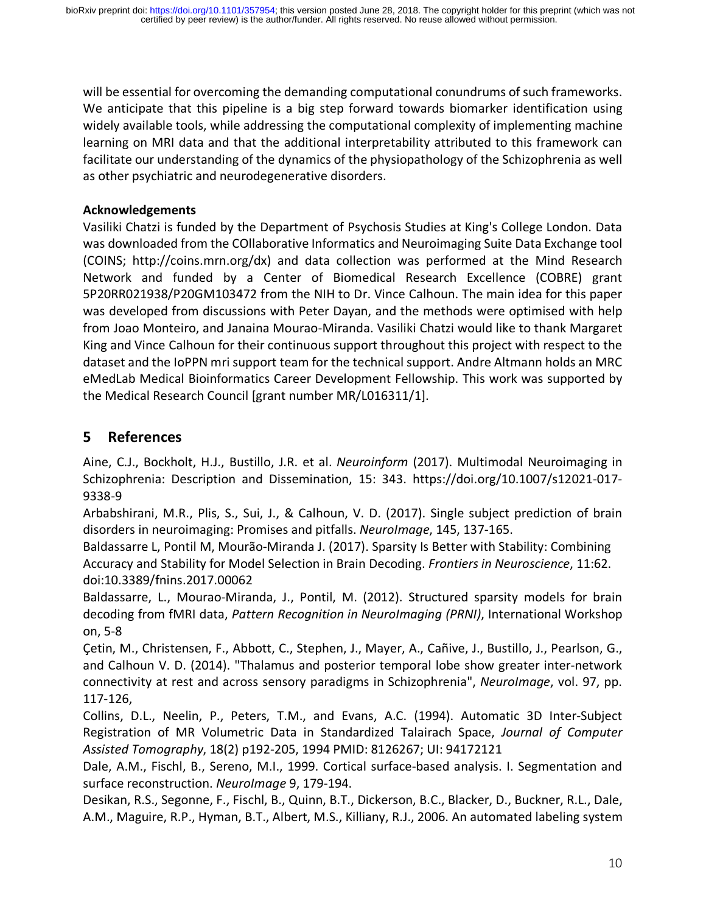will be essential for overcoming the demanding computational conundrums of such frameworks. We anticipate that this pipeline is a big step forward towards biomarker identification using widely available tools, while addressing the computational complexity of implementing machine learning on MRI data and that the additional interpretability attributed to this framework can facilitate our understanding of the dynamics of the physiopathology of the Schizophrenia as well as other psychiatric and neurodegenerative disorders.

**Acknowledgements**

Vasiliki Chatzi is funded by the Department of Psychosis Studies at King's College London. Data was downloaded from the COllaborative Informatics and Neuroimaging Suite Data Exchange tool (COINS; http://coins.mrn.org/dx) and data collection was performed at the Mind Research Network and funded by a Center of Biomedical Research Excellence (COBRE) grant 5P20RR021938/P20GM103472 from the NIH to Dr. Vince Calhoun. The main idea for this paper was developed from discussions with Peter Dayan, and the methods were optimised with help from Joao Monteiro, and Janaina Mourao-Miranda. Vasiliki Chatzi would like to thank Margaret King and Vince Calhoun for their continuous support throughout this project with respect to the dataset and the IoPPN mri support team for the technical support. Andre Altmann holds an MRC eMedLab Medical Bioinformatics Career Development Fellowship. This work was supported by the Medical Research Council [grant number MR/L016311/1].

## 5 References

Aine, C.J., Bockholt, H.J., Bustillo, J.R. et al. *Neuroinform* (2017). Multimodal Neuroimaging in Schizophrenia: Description and Dissemination, 15: 343. https://doi.org/10.1007/s12021-017-9338-9

Arbabshirani, M.R., Plis, S., Sui, J., & Calhoun, V. D. (2017). Single subject prediction of brain disorders in neuroimaging: Promises and pitfalls. *NeuroImage*, 145, 137-165.

Baldassarre L, Pontil M, Mourão-Miranda J. (2017). Sparsity Is Better with Stability: Combining Accuracy and Stability for Model Selection in Brain Decoding. *Frontiers in Neuroscience*, 11:62. doi:10.3389/fnins.2017.00062

Baldassarre, L., Mourao-Miranda, J., Pontil, M. (2012). Structured sparsity models for brain decoding from fMRI data, *Pattern Recognition in NeuroImaging (PRNI)*, International Workshop on, 5-8

Çetin, M., Christensen, F., Abbott, C., Stephen, J., Mayer, A., Cañive, J., Bustillo, J., Pearlson, G., and Calhoun V. D. (2014). "Thalamus and posterior temporal lobe show greater inter-network connectivity at rest and across sensory paradigms in Schizophrenia", *NeuroImage*, vol. 97, pp. 117-126,

Collins, D.L., Neelin, P., Peters, T.M., and Evans, A.C. (1994). Automatic 3D Inter-Subject Registration of MR Volumetric Data in Standardized Talairach Space, *Journal of Computer Assisted Tomography*, 18(2) p192-205, 1994 PMID: 8126267; UI: 94172121

Dale, A.M., Fischl, B., Sereno, M.I., 1999. Cortical surface-based analysis. I. Segmentation and surface reconstruction. *NeuroImage* 9, 179-194.

Desikan, R.S., Segonne, F., Fischl, B., Quinn, B.T., Dickerson, B.C., Blacker, D., Buckner, R.L., Dale, A.M., Maguire, R.P., Hyman, B.T., Albert, M.S., Killiany, R.J., 2006. An automated labeling system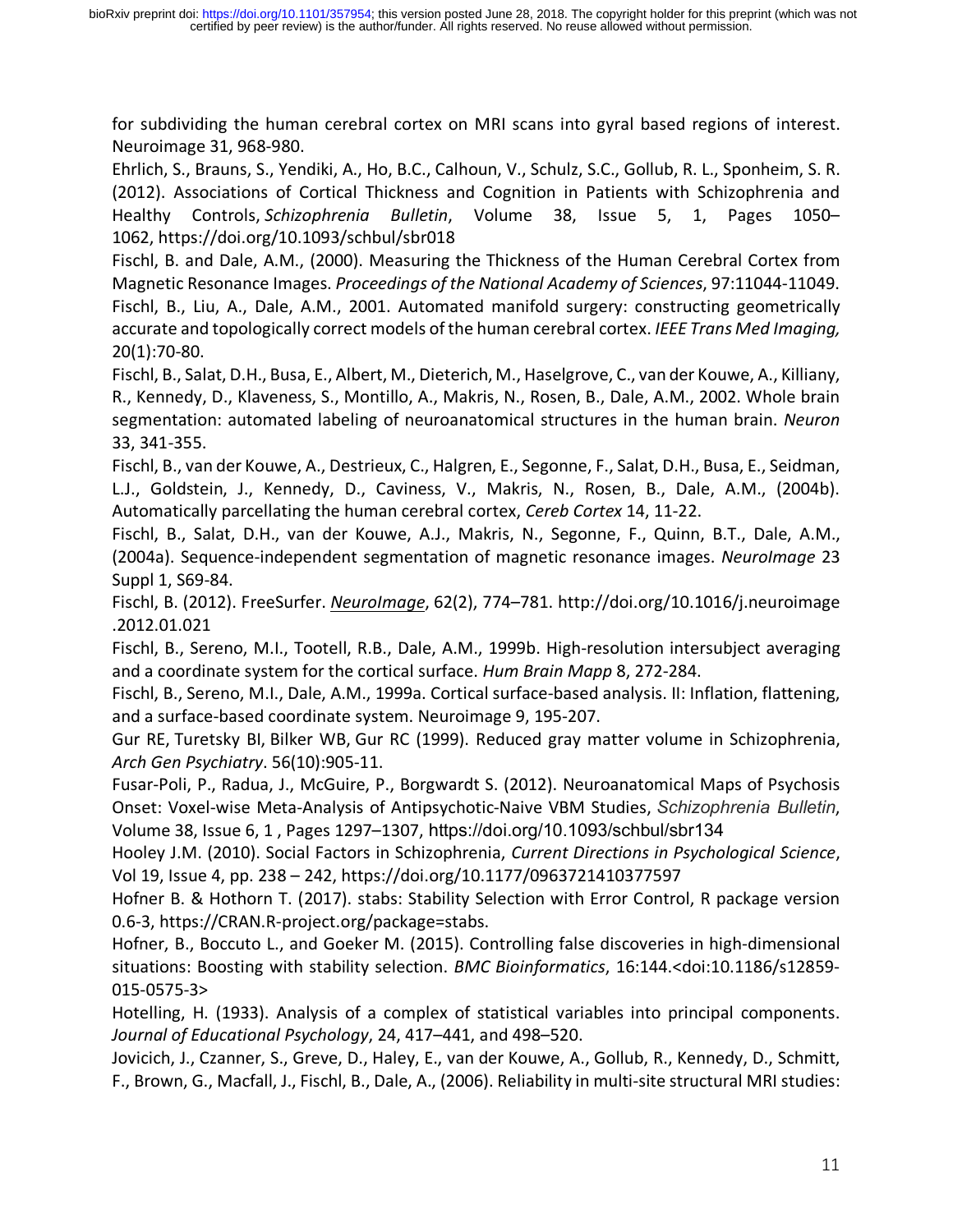for subdividing the human cerebral cortex on MRI scans into gyral based regions of interest. Neuroimage 31, 968-980.

Ehrlich, S., Brauns, S., Yendiki, A., Ho, B.C., Calhoun, V., Schulz, S.C., Gollub, R. L., Sponheim, S. R. (2012). Associations of Cortical Thickness and Cognition in Patients with Schizophrenia and Healthy Controls, *Schizophrenia Bulletin*, Volume 38, Issue 5, 1, Pages 1050–1062, https://doi.org/10.1093/schbul/sbr018

Fischl, B. and Dale, A.M., (2000). Measuring the Thickness of the Human Cerebral Cortex from Magnetic Resonance Images. *Proceedings of the National Academy of Sciences*, 97:11044-11049.

Fischl, B., Liu, A., Dale, A.M., 2001. Automated manifold surgery: constructing geometrically accurate and topologically correct models of the human cerebral cortex. *IEEE Trans Med Imaging,* 20(1):70-80.

Fischl, B., Salat, D.H., Busa, E., Albert, M., Dieterich, M., Haselgrove, C., van der Kouwe, A., Killiany, R., Kennedy, D., Klaveness, S., Montillo, A., Makris, N., Rosen, B., Dale, A.M., 2002. Whole brain segmentation: automated labeling of neuroanatomical structures in the human brain. *Neuron* 33, 341-355.

Fischl, B., van der Kouwe, A., Destrieux, C., Halgren, E., Segonne, F., Salat, D.H., Busa, E., Seidman, L.J., Goldstein, J., Kennedy, D., Caviness, V., Makris, N., Rosen, B., Dale, A.M., (2004b). Automatically parcellating the human cerebral cortex, *Cereb Cortex* 14, 11-22.

Fischl, B., Salat, D.H., van der Kouwe, A.J., Makris, N., Segonne, F., Quinn, B.T., Dale, A.M., (2004a). Sequence-independent segmentation of magnetic resonance images. *NeuroImage* 23 Suppl 1, S69-84.

Fischl, B. (2012). FreeSurfer. *NeuroImage*, 62(2), 774–781. http://doi.org/10.1016/j.neuroimage.2012.01.021

Fischl, B., Sereno, M.I., Tootell, R.B., Dale, A.M., 1999b. High-resolution intersubject averaging and a coordinate system for the cortical surface. *Hum Brain Mapp* 8, 272-284.

Fischl, B., Sereno, M.I., Dale, A.M., 1999a. Cortical surface-based analysis. II: Inflation, flattening, and a surface-based coordinate system. Neuroimage 9, 195-207.

Gur RE, Turetsky BI, Bilker WB, Gur RC (1999). Reduced gray matter volume in Schizophrenia, *Arch Gen Psychiatry*. 56(10):905-11.

Fusar-Poli, P., Radua, J., McGuire, P., Borgwardt S. (2012). Neuroanatomical Maps of Psychosis Onset: Voxel-wise Meta-Analysis of Antipsychotic-Naive VBM Studies, *Schizophrenia Bulletin*, Volume 38, Issue 6, 1 , Pages 1297–1307, https://doi.org/10.1093/schbul/sbr134

Hooley J.M. (2010). Social Factors in Schizophrenia, *Current Directions in Psychological Science*, Vol 19, Issue 4, pp. 238 – 242, https://doi.org/10.1177/0963721410377597

Hofner B. & Hothorn T. (2017). stabs: Stability Selection with Error Control, R package version 0.6-3, https://CRAN.R-project.org/package=stabs.

Hofner, B., Boccuto L., and Goeker M. (2015). Controlling false discoveries in high-dimensional situations: Boosting with stability selection. *BMC Bioinformatics*, 16:144.<doi:10.1186/s12859-015-0575-3>

Hotelling, H. (1933). Analysis of a complex of statistical variables into principal components. *Journal of Educational Psychology*, 24, 417–441, and 498–520.

Jovicich, J., Czanner, S., Greve, D., Haley, E., van der Kouwe, A., Gollub, R., Kennedy, D., Schmitt, F., Brown, G., Macfall, J., Fischl, B., Dale, A., (2006). Reliability in multi-site structural MRI studies: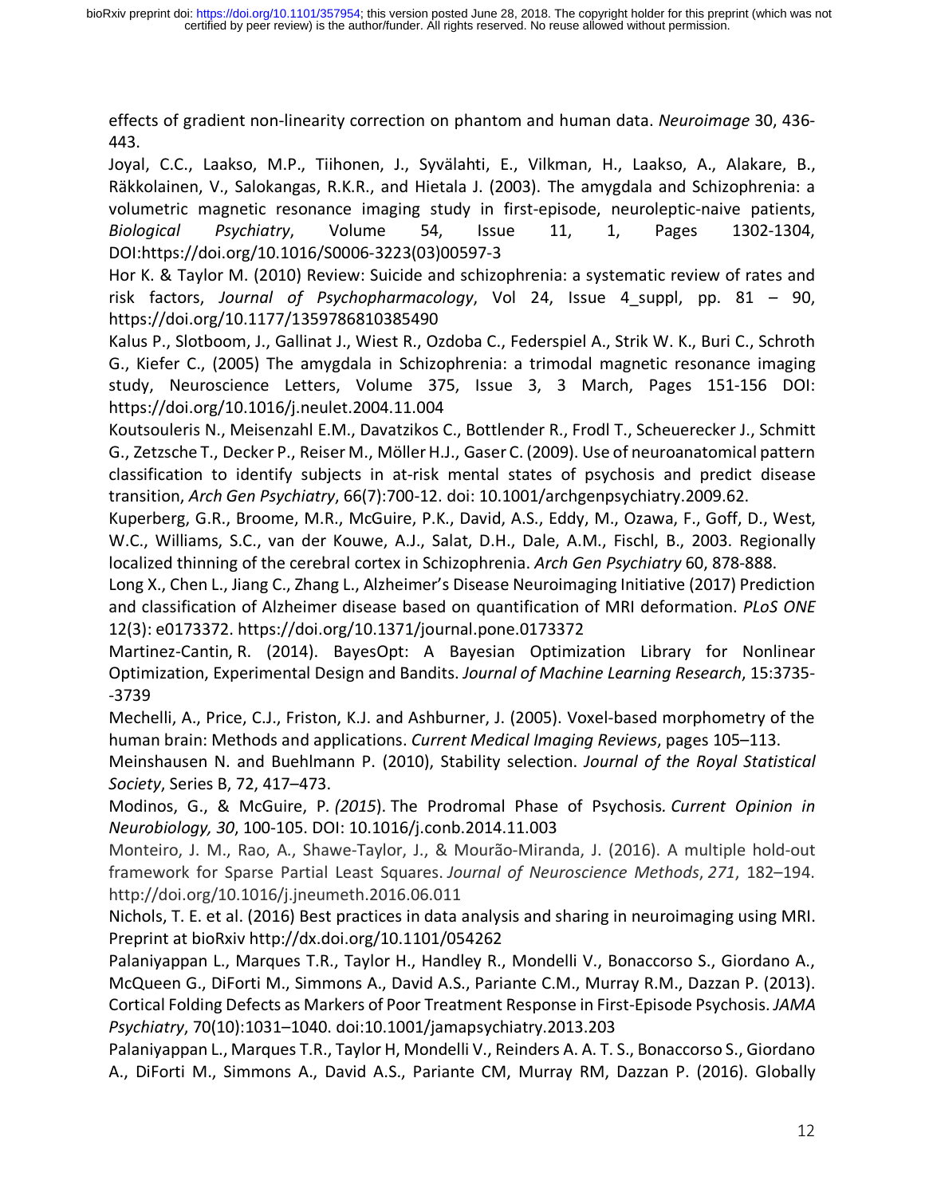effects of gradient non-linearity correction on phantom and human data. *Neuroimage* 30, 436-443.

Joyal, C.C., Laakso, M.P., Tiihonen, J., Syvälahti, E., Vilkman, H., Laakso, A., Alakare, B., Räkkolainen, V., Salokangas, R.K.R., and Hietala J. (2003). The amygdala and Schizophrenia: a volumetric magnetic resonance imaging study in first-episode, neuroleptic-naive patients, *Biological Psychiatry*, Volume 54, Issue 11, 1, Pages 1302-1304, DOI:https://doi.org/10.1016/S0006-3223(03)00597-3

Hor K. & Taylor M. (2010) Review: Suicide and schizophrenia: a systematic review of rates and risk factors, *Journal of Psychopharmacology*, Vol 24, Issue 4_suppl, pp. 81 – 90, https://doi.org/10.1177/1359786810385490

Kalus P., Slotboom, J., Gallinat J., Wiest R., Ozdoba C., Federspiel A., Strik W. K., Buri C., Schroth G., Kiefer C., (2005) The amygdala in Schizophrenia: a trimodal magnetic resonance imaging study, Neuroscience Letters, Volume 375, Issue 3, 3 March, Pages 151-156 DOI: https://doi.org/10.1016/j.neulet.2004.11.004

Koutsouleris N., Meisenzahl E.M., Davatzikos C., Bottlender R., Frodl T., Scheuerecker J., Schmitt G., Zetzsche T., Decker P., Reiser M., Möller H.J., Gaser C. (2009). Use of neuroanatomical pattern classification to identify subjects in at-risk mental states of psychosis and predict disease transition, *Arch Gen Psychiatry*, 66(7):700-12. doi: 10.1001/archgenpsychiatry.2009.62.

Kuperberg, G.R., Broome, M.R., McGuire, P.K., David, A.S., Eddy, M., Ozawa, F., Goff, D., West, W.C., Williams, S.C., van der Kouwe, A.J., Salat, D.H., Dale, A.M., Fischl, B., 2003. Regionally localized thinning of the cerebral cortex in Schizophrenia. *Arch Gen Psychiatry* 60, 878-888.

Long X., Chen L., Jiang C., Zhang L., Alzheimer's Disease Neuroimaging Initiative (2017) Prediction and classification of Alzheimer disease based on quantification of MRI deformation. *PLoS ONE* 12(3): e0173372. https://doi.org/10.1371/journal.pone.0173372

Martinez-Cantin, R. (2014). BayesOpt: A Bayesian Optimization Library for Nonlinear Optimization, Experimental Design and Bandits. *Journal of Machine Learning Research*, 15:3735--3739

Mechelli, A., Price, C.J., Friston, K.J. and Ashburner, J. (2005). Voxel-based morphometry of the human brain: Methods and applications. *Current Medical Imaging Reviews*, pages 105–113.

Meinshausen N. and Buehlmann P. (2010), Stability selection. *Journal of the Royal Statistical Society*, Series B, 72, 417–473.

Modinos, G., & McGuire, P. *(2015*). The Prodromal Phase of Psychosis*. Current Opinion in Neurobiology, 30*, 100-105. DOI: 10.1016/j.conb.2014.11.003

Monteiro, J. M., Rao, A., Shawe-Taylor, J., & Mourão-Miranda, J. (2016). A multiple hold-out framework for Sparse Partial Least Squares. *Journal of Neuroscience Methods*, *271*, 182–194. http://doi.org/10.1016/j.jneumeth.2016.06.011

Nichols, T. E. et al. (2016) Best practices in data analysis and sharing in neuroimaging using MRI. Preprint at bioRxiv http://dx.doi.org/10.1101/054262

Palaniyappan L., Marques T.R., Taylor H., Handley R., Mondelli V., Bonaccorso S., Giordano A., McQueen G., DiForti M., Simmons A., David A.S., Pariante C.M., Murray R.M., Dazzan P. (2013). Cortical Folding Defects as Markers of Poor Treatment Response in First-Episode Psychosis. *JAMA Psychiatry*, 70(10):1031–1040. doi:10.1001/jamapsychiatry.2013.203

Palaniyappan L., Marques T.R., Taylor H, Mondelli V., Reinders A. A. T. S., Bonaccorso S., Giordano A., DiForti M., Simmons A., David A.S., Pariante CM, Murray RM, Dazzan P. (2016). Globally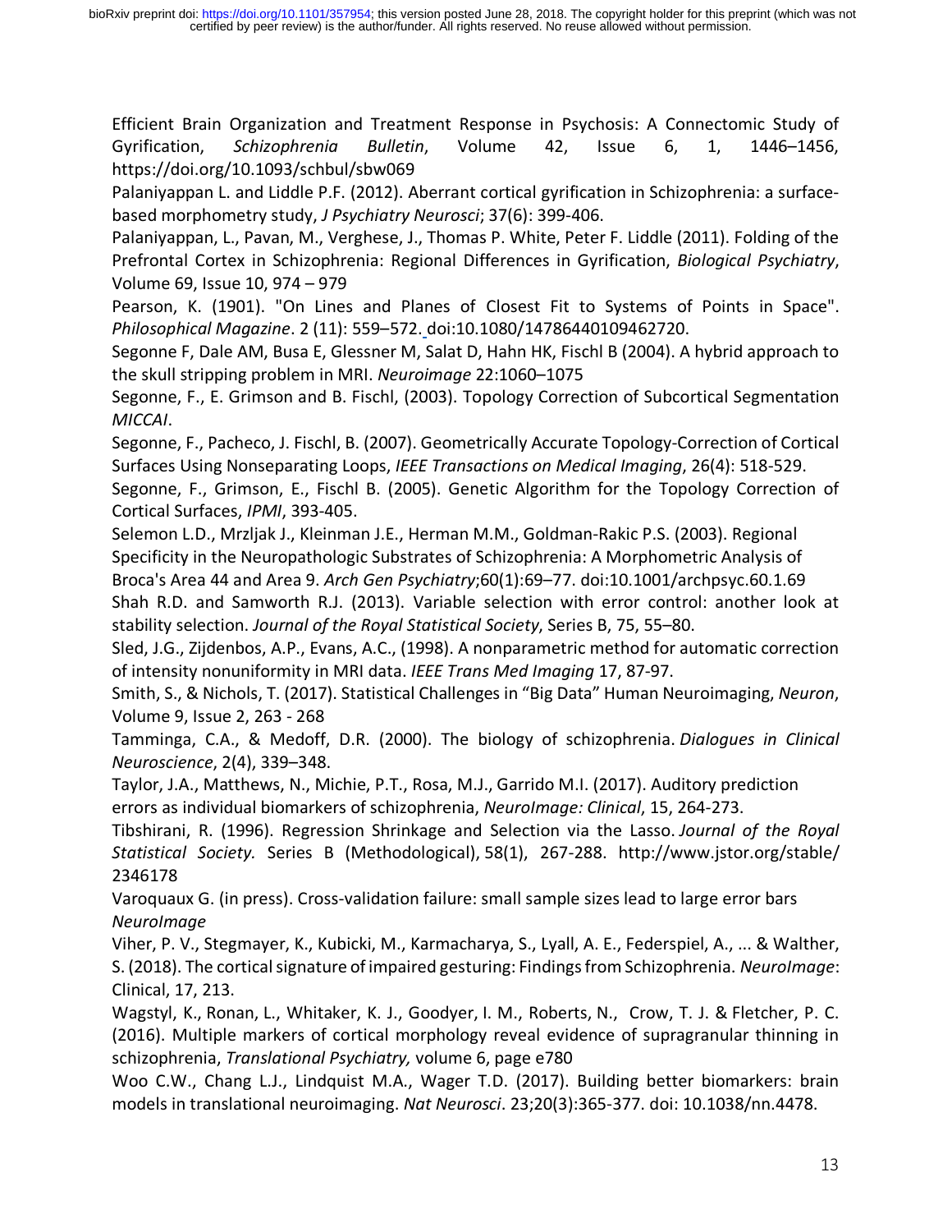Efficient Brain Organization and Treatment Response in Psychosis: A Connectomic Study of Gyrification, *Schizophrenia Bulletin*, Volume 42, Issue 6, 1, 1446–1456, https://doi.org/10.1093/schbul/sbw069

Palaniyappan L. and Liddle P.F. (2012). Aberrant cortical gyrification in Schizophrenia: a surface-based morphometry study, *J Psychiatry Neurosci*; 37(6): 399-406.

Palaniyappan, L., Pavan, M., Verghese, J., Thomas P. White, Peter F. Liddle (2011). Folding of the Prefrontal Cortex in Schizophrenia: Regional Differences in Gyrification, *Biological Psychiatry*, Volume 69, Issue 10, 974 – 979

Pearson, K. (1901). "On Lines and Planes of Closest Fit to Systems of Points in Space". *Philosophical Magazine*. 2 (11): 559–572. doi:10.1080/14786440109462720.

Segonne F, Dale AM, Busa E, Glessner M, Salat D, Hahn HK, Fischl B (2004). A hybrid approach to the skull stripping problem in MRI. *Neuroimage* 22:1060–1075

Segonne, F., E. Grimson and B. Fischl, (2003). Topology Correction of Subcortical Segmentation *MICCAI*.

Segonne, F., Pacheco, J. Fischl, B. (2007). Geometrically Accurate Topology-Correction of Cortical Surfaces Using Nonseparating Loops, *IEEE Transactions on Medical Imaging*, 26(4): 518-529.

Segonne, F., Grimson, E., Fischl B. (2005). Genetic Algorithm for the Topology Correction of Cortical Surfaces, *IPMI*, 393-405.

Selemon L.D., Mrzljak J., Kleinman J.E., Herman M.M., Goldman-Rakic P.S. (2003). Regional Specificity in the Neuropathologic Substrates of Schizophrenia: A Morphometric Analysis of Broca's Area 44 and Area 9. *Arch Gen Psychiatry*;60(1):69–77. doi:10.1001/archpsyc.60.1.69

Shah R.D. and Samworth R.J. (2013). Variable selection with error control: another look at stability selection. *Journal of the Royal Statistical Society*, Series B, 75, 55–80.

Sled, J.G., Zijdenbos, A.P., Evans, A.C., (1998). A nonparametric method for automatic correction of intensity nonuniformity in MRI data. *IEEE Trans Med Imaging* 17, 87-97.

Smith, S., & Nichols, T. (2017). Statistical Challenges in "Big Data" Human Neuroimaging, *Neuron*, Volume 9, Issue 2, 263 - 268

Tamminga, C.A., & Medoff, D.R. (2000). The biology of schizophrenia. *Dialogues in Clinical Neuroscience*, 2(4), 339–348.

Taylor, J.A., Matthews, N., Michie, P.T., Rosa, M.J., Garrido M.I. (2017). Auditory prediction errors as individual biomarkers of schizophrenia, *NeuroImage: Clinical*, 15, 264-273.

Tibshirani, R. (1996). Regression Shrinkage and Selection via the Lasso. *Journal of the Royal Statistical Society.* Series B (Methodological), 58(1), 267-288. http://www.jstor.org/stable/2346178

Varoquaux G. (in press). Cross-validation failure: small sample sizes lead to large error bars *NeuroImage*

Viher, P. V., Stegmayer, K., Kubicki, M., Karmacharya, S., Lyall, A. E., Federspiel, A., ... & Walther, S. (2018). The cortical signature of impaired gesturing: Findings from Schizophrenia. *NeuroImage*: Clinical, 17, 213.

Wagstyl, K., Ronan, L., Whitaker, K. J., Goodyer, I. M., Roberts, N., Crow, T. J. & Fletcher, P. C. (2016). Multiple markers of cortical morphology reveal evidence of supragranular thinning in schizophrenia, *Translational Psychiatry,* volume 6, page e780

Woo C.W., Chang L.J., Lindquist M.A., Wager T.D. (2017). Building better biomarkers: brain models in translational neuroimaging. *Nat Neurosci*. 23;20(3):365-377. doi: 10.1038/nn.4478.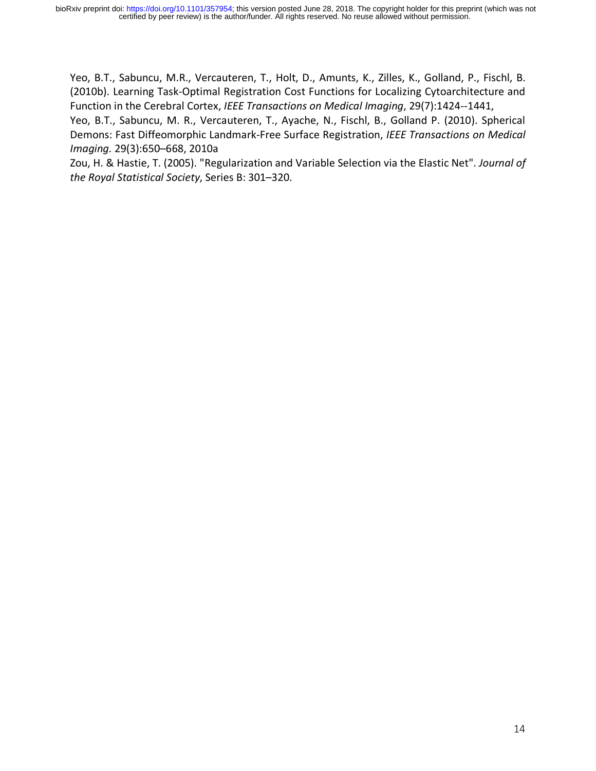Yeo, B.T., Sabuncu, M.R., Vercauteren, T., Holt, D., Amunts, K., Zilles, K., Golland, P., Fischl, B. (2010b). Learning Task-Optimal Registration Cost Functions for Localizing Cytoarchitecture and Function in the Cerebral Cortex, *IEEE Transactions on Medical Imaging*, 29(7):1424--1441,

Yeo, B.T., Sabuncu, M. R., Vercauteren, T., Ayache, N., Fischl, B., Golland P. (2010). Spherical Demons: Fast Diffeomorphic Landmark-Free Surface Registration, *IEEE Transactions on Medical Imaging.* 29(3):650–668, 2010a

Zou, H. & Hastie, T. (2005). "Regularization and Variable Selection via the Elastic Net". *Journal of the Royal Statistical Society*, Series B: 301–320.